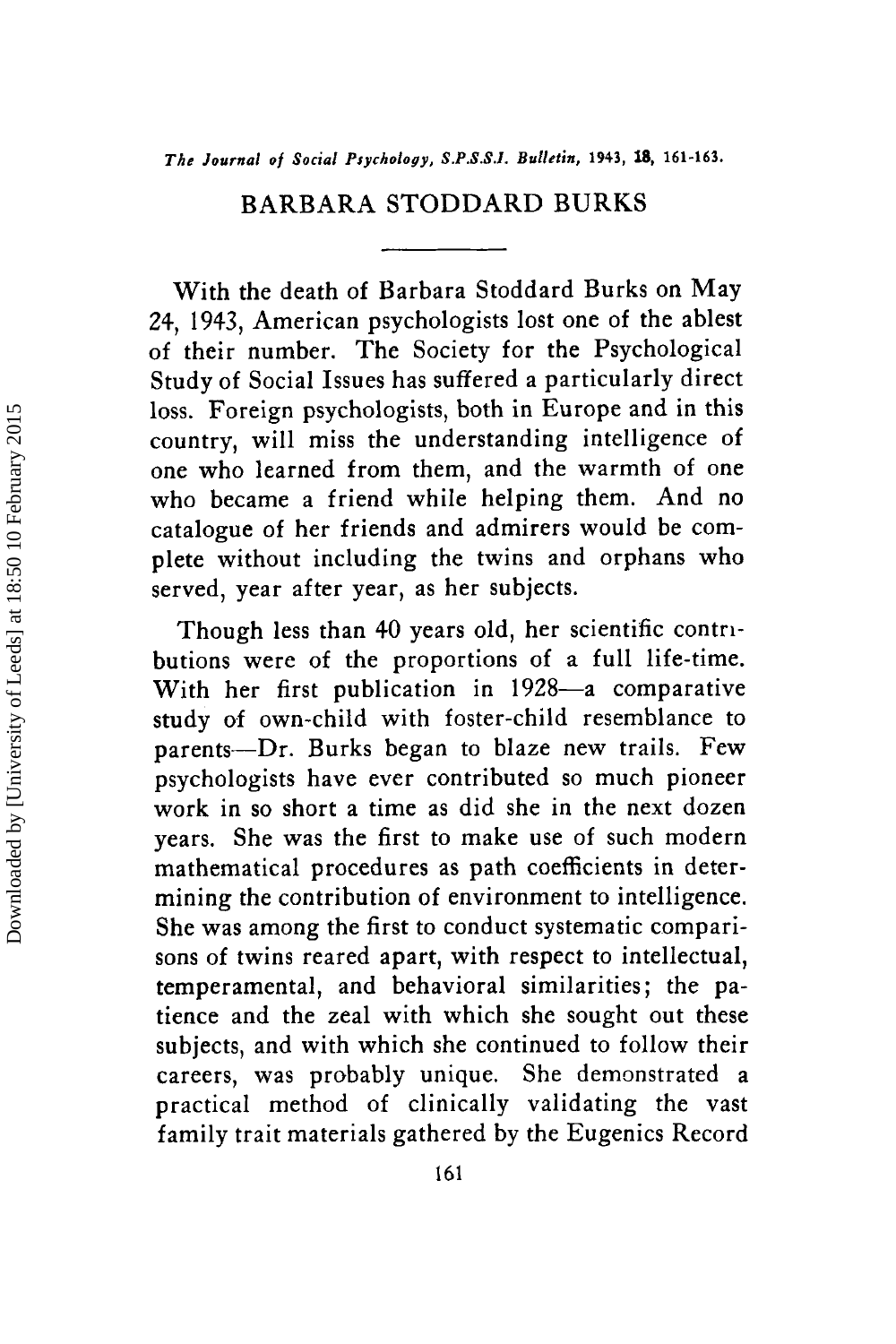# BARBARA STODDARD BURKS

With the death of Barbara Stoddard Burks on May 24, 1943, American psychologists lost one of the ablest of their number. The Society for the Psychological Study of Social Issues has suffered a particularly direct loss. Foreign psychologists, both in Europe and in this country, will miss the understanding intelligence of one who learned from them, and the warmth of one who became a friend while helping them. And no catalogue of her friends and admirers would be complete without including the twins and orphans who served, year after year, as her subjects.

Though less than 40 years old, her scientific contributions were of the proportions of a full life-time. With her first publication in 1928—a comparative study of own-child with foster-child resemblance to parents—Dr. Burks began to blaze new trails. Few psychologists have ever contributed so much pioneer work in so short a time as did she in the next dozen years. She was the first to make use of such modern mathematical procedures as path coefficients in determining the contribution of environment to intelligence. She was among the first to conduct systematic comparisons of twins reared apart, with respect to intellectual, temperamental, and behavioral similarities; the patience and the zeal with which she sought out these subjects, and with which she continued to follow their careers, was probably unique. She demonstrated a practical method of clinically validating the vast family trait materials gathered by the Eugenics Record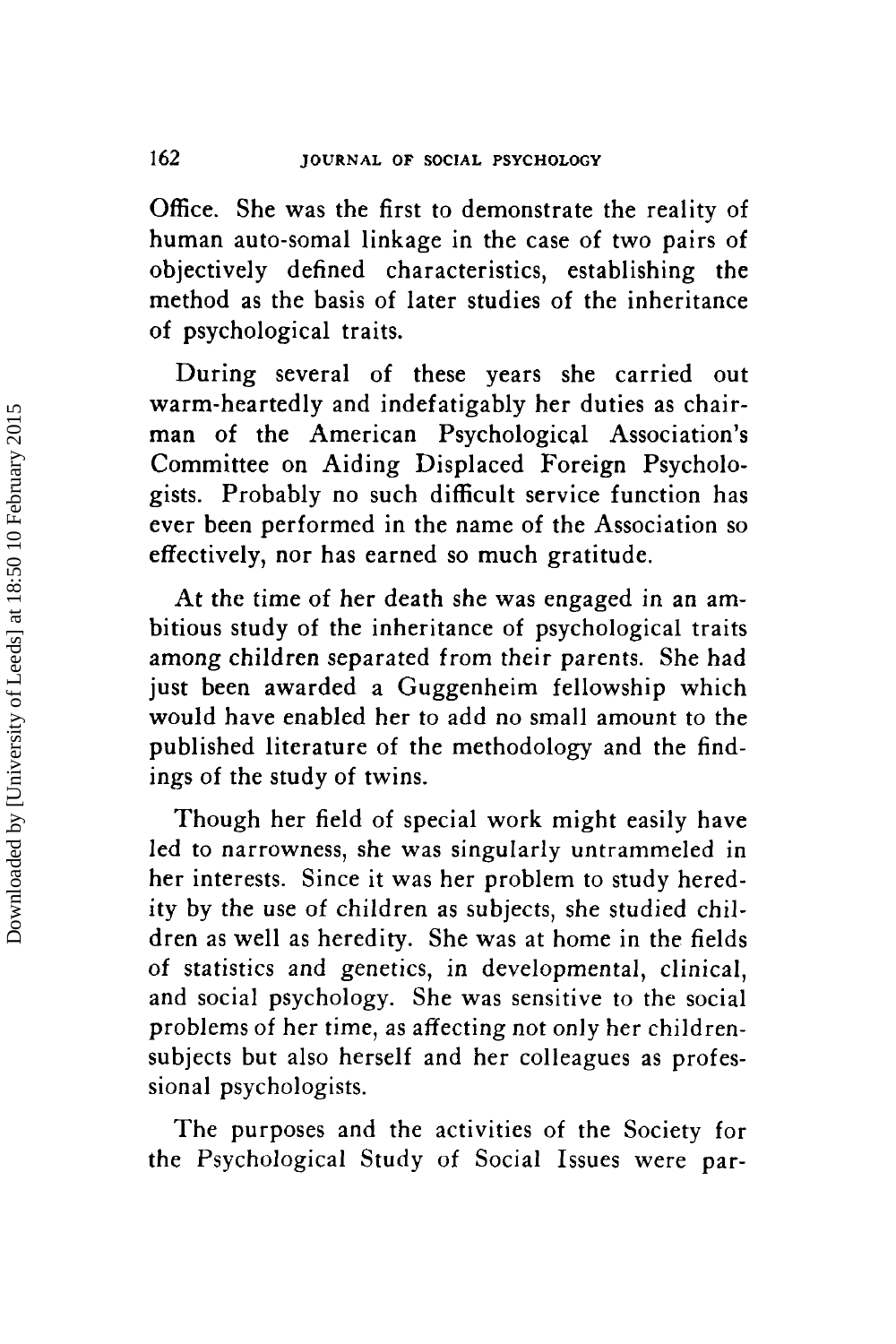Office. She was the first to demonstrate the reality of human auto-somal linkage in the case of two pairs of objectively defined characteristics, establishing the method as the basis of later studies of the inheritance of psychological traits.

During several of these years she carried out warm-heartedly and indefatigably her duties as chairman of the American Psychological Association's Committee on Aiding Displaced Foreign Psychologists. Probably no such difficult service function has ever been performed in the name of the Association so effectively, nor has earned so much gratitude.

At the time of her death she was engaged in an ambitious study of the inheritance of psychological traits among children separated from their parents. She had just been awarded a Guggenheim fellowship which would have enabled her to add no small amount to the published literature of the methodology and the findings of the study of twins.

Though her field of special work might easily have led to narrowness, she was singularly untrammeled in her interests. Since it was her problem to study heredity by the use of children as subjects, she studied children as well as heredity. She was at home in the fields of statistics and genetics, in developmental, clinical, and social psychology. She was sensitive to the social problems of her time, as affecting not only her children-subjects but also herself and her colleagues as professional psychologists.

The purposes and the activities of the Society for the Psychological Study of Social Issues were par-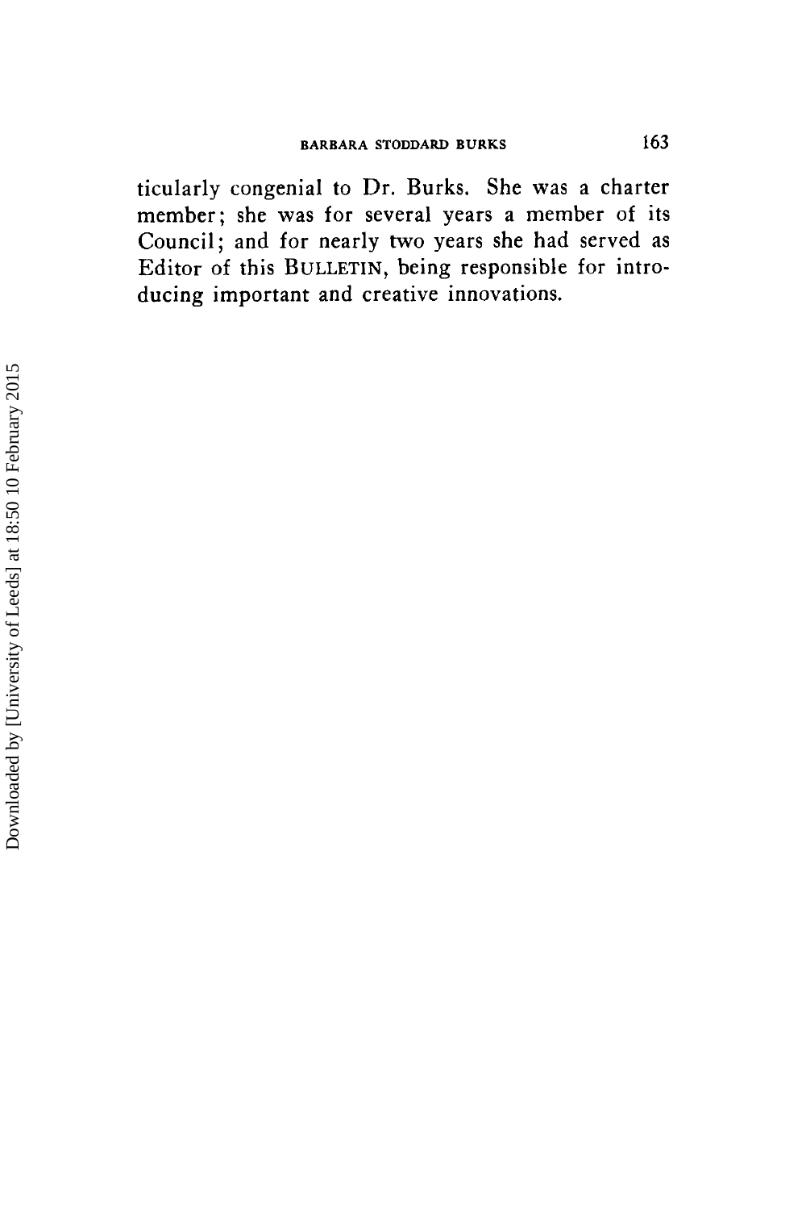ticularly congenial to Dr. Burks. She was a charter member; she was for several years a member of its Council; and for nearly two years she had served as Editor of this BULLETIN, being responsible for introducing important and creative innovations.